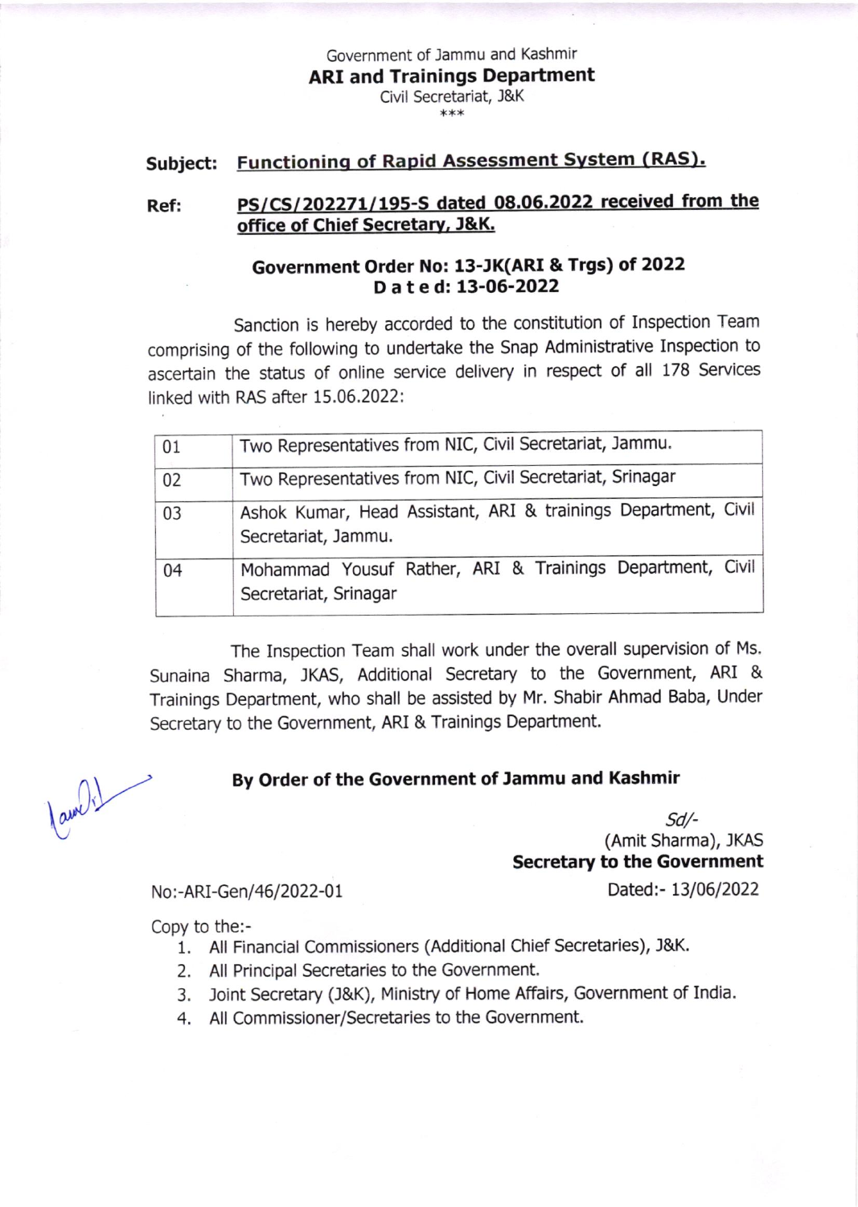Government of Jammu and Kashmir

**ARI and Trainings Department**

Civil Secretariat, J&K

***

**Subject:** **Functioning of Rapid Assessment System (RAS).**

**Ref:** **PS/CS/202271/195-S dated 08.06.2022 received from the office of Chief Secretary, J&K.**

**Government Order No: 13-JK(ARI & Trgs) of 2022**
**Dated: 13-06-2022**

Sanction is hereby accorded to the constitution of Inspection Team comprising of the following to undertake the Snap Administrative Inspection to ascertain the status of online service delivery in respect of all 178 Services linked with RAS after 15.06.2022:

| | |
|---|---|
| 01 | Two Representatives from NIC, Civil Secretariat, Jammu. |
| 02 | Two Representatives from NIC, Civil Secretariat, Srinagar |
| 03 | Ashok Kumar, Head Assistant, ARI & trainings Department, Civil Secretariat, Jammu. |
| 04 | Mohammad Yousuf Rather, ARI & Trainings Department, Civil Secretariat, Srinagar |

The Inspection Team shall work under the overall supervision of Ms. Sunaina Sharma, JKAS, Additional Secretary to the Government, ARI & Trainings Department, who shall be assisted by Mr. Shabir Ahmad Baba, Under Secretary to the Government, ARI & Trainings Department.

**By Order of the Government of Jammu and Kashmir**

*Sd/-*
(Amit Sharma), JKAS
**Secretary to the Government**

No:-ARI-Gen/46/2022-01

Dated:- 13/06/2022

Copy to the:-

1. All Financial Commissioners (Additional Chief Secretaries), J&K.
2. All Principal Secretaries to the Government.
3. Joint Secretary (J&K), Ministry of Home Affairs, Government of India.
4. All Commissioner/Secretaries to the Government.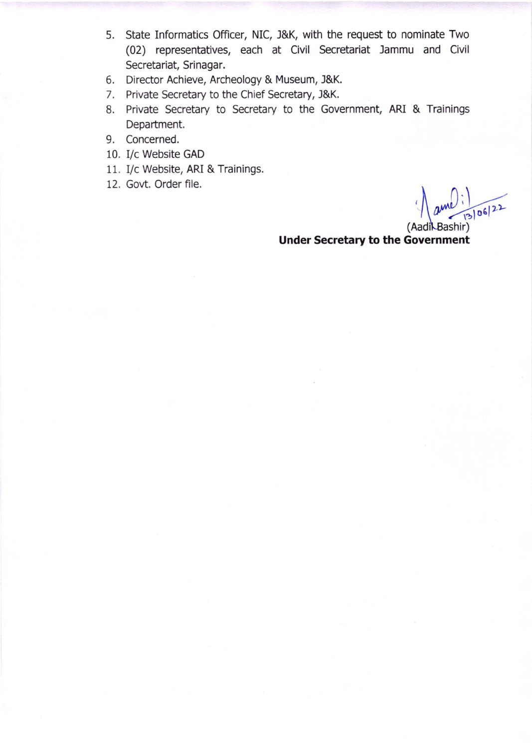5. State Informatics Officer, NIC, J&K, with the request to nominate Two (02) representatives, each at Civil Secretariat Jammu and Civil Secretariat, Srinagar.
6. Director Achieve, Archeology & Museum, J&K.
7. Private Secretary to the Chief Secretary, J&K.
8. Private Secretary to Secretary to the Government, ARI & Trainings Department.
9. Concerned.
10. I/c Website GAD
11. I/c Website, ARI & Trainings.
12. Govt. Order file.

13/06/22

(Aadil Bashir)

**Under Secretary to the Government**